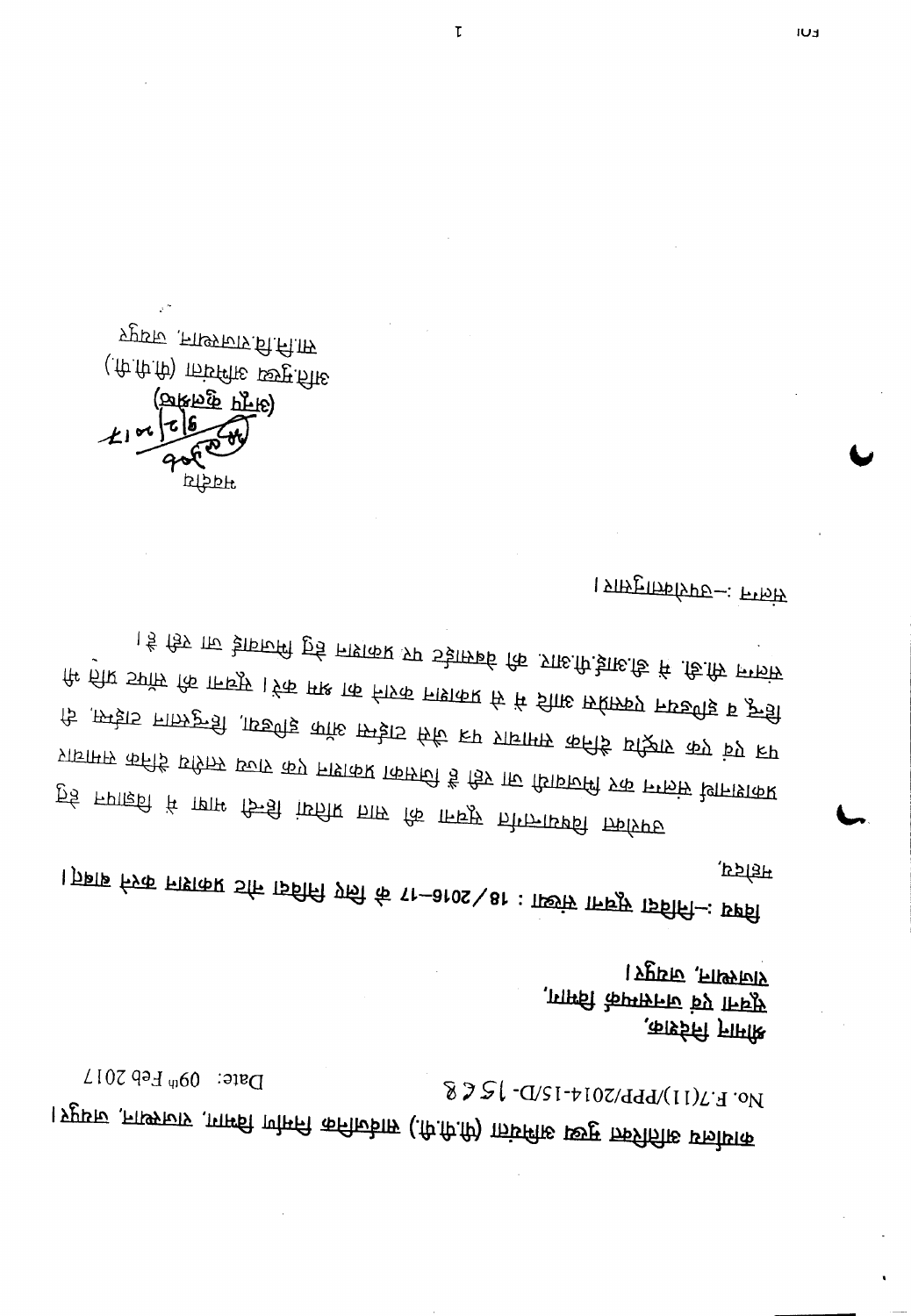**कार्यालय अतिरिक्त मुख्य अभियंता (पी.पी.पी.) सार्वजनिक निर्माण विभाग, राजस्थान, जयपुर।**

No. F.7(11)/PPP/2014-15/D- 1568 Date: 09th Feb 2017

श्रीमान निदेशक,
सूचना एवं जनसम्पर्क विभाग,
राजस्थान, जयपुर।

**विषय :-निविदा सूचना संख्या : 18/2016-17 के लिए निविदा सूचना प्रकाशन करने बाबत्।**

महोदय,

उपरोक्त विषयान्तर्गत सूचना की चार प्रतियां हिन्दी भाषा में विज्ञापन हेतु कार्यालयी संलग्न कर भिजवायी जा रही हैं जिनका प्रकाशन एक राज्य स्तरीय हिन्दी दैनिक समाचार पत्र एवं एक राष्ट्रीय दैनिक समाचार पत्र जैसे टाइम्स ऑफ इण्डिया, हिन्दुस्तान टाइम्स, दी हिन्दू व इकोनॉमिक टाइम्स आदि में से प्रकाशन करवाने का श्रम करें। सूचना की सॉफ्ट प्रति भी संलग्न सी.डी. में डी.आई.पी.आर. की वेबसाईट पर प्रकाशन हेतु भिजवाई जा रही है।

संलग्न :-उपरोक्तानुसार।

भवदीय

9/2/2017

(आनन्द कुमार)
अति.मुख्य अभियंता (पी.पी.पी.)
सा.नि.वि.राजस्थान, जयपुर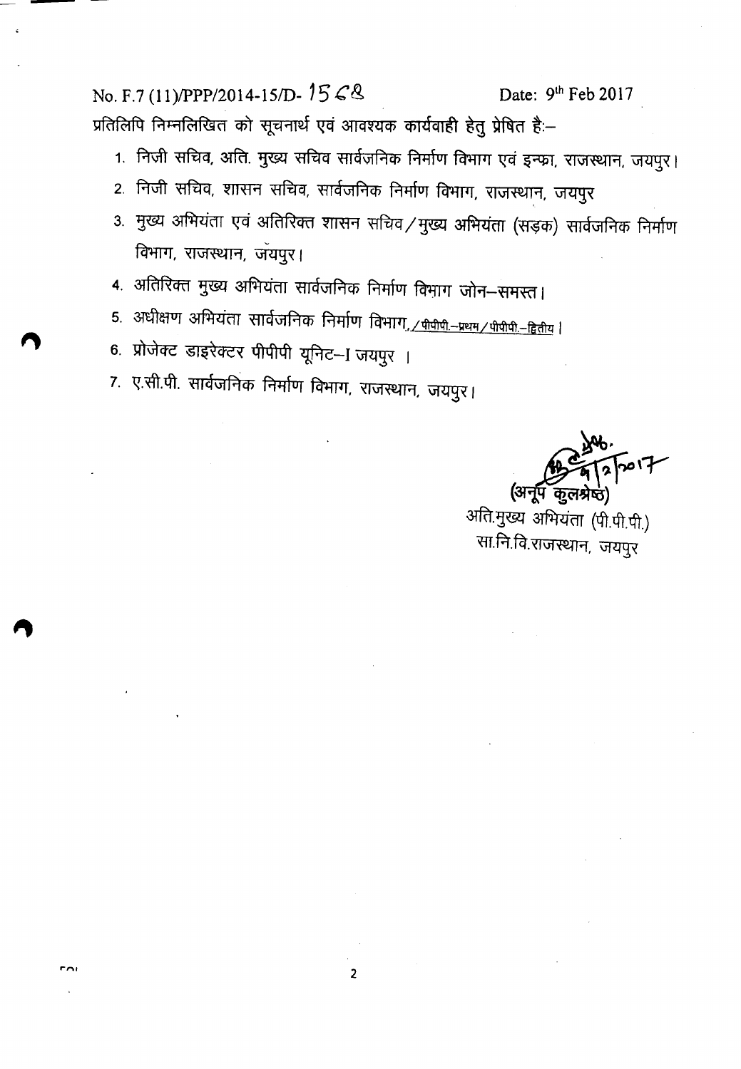No. F.7 (11)/PPP/2014-15/D- 1568 Date: 9th Feb 2017

प्रतिलिपि निम्नलिखित को सूचनार्थ एवं आवश्यक कार्यवाही हेतु प्रेषित है:-

1. निजी सचिव, अति. मुख्य सचिव सार्वजनिक निर्माण विभाग एवं इन्फ्रा, राजस्थान, जयपुर।
2. निजी सचिव, शासन सचिव, सार्वजनिक निर्माण विभाग, राजस्थान, जयपुर
3. मुख्य अभियंता एवं अतिरिक्त शासन सचिव/मुख्य अभियंता (सड़क) सार्वजनिक निर्माण विभाग, राजस्थान, जयपुर।
4. अतिरिक्त मुख्य अभियंता सार्वजनिक निर्माण विभाग जोन-समस्त।
5. अधीक्षण अभियंता सार्वजनिक निर्माण विभाग,/पीपीपी.-प्रथम/पीपीपी.-द्वितीय।
6. प्रोजेक्ट डाइरेक्टर पीपीपी यूनिट-I जयपुर ।
7. ए.सी.पी. सार्वजनिक निर्माण विभाग, राजस्थान, जयपुर।

9/2/2017

(अनूप कुलश्रेष्ठ)

अति.मुख्य अभियंता (पी.पी.पी.)

सा.नि.वि.राजस्थान, जयपुर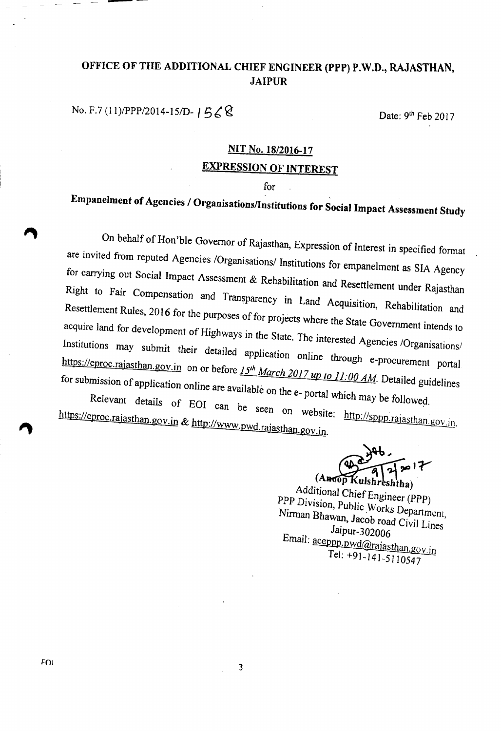**OFFICE OF THE ADDITIONAL CHIEF ENGINEER (PPP) P.W.D., RAJASTHAN, JAIPUR**

No. F.7 (11)/PPP/2014-15/D- 1568 Date: 9th Feb 2017

## NIT No. 18/2016-17

## EXPRESSION OF INTEREST

for

## Empanelment of Agencies / Organisations/Institutions for Social Impact Assessment Study

On behalf of Hon'ble Governor of Rajasthan, Expression of Interest in specified format are invited from reputed Agencies /Organisations/ Institutions for empanelment as SIA Agency for carrying out Social Impact Assessment & Rehabilitation and Resettlement under Rajasthan Right to Fair Compensation and Transparency in Land Acquisition, Rehabilitation and Resettlement Rules, 2016 for the purposes of for projects where the State Government intends to acquire land for development of Highways in the State. The interested Agencies /Organisations/ Institutions may submit their detailed application online through e-procurement portal https://eproc.rajasthan.gov.in on or before *15th March 2017 up to 11:00 AM*. Detailed guidelines for submission of application online are available on the e- portal which may be followed.

Relevant details of EOI can be seen on website: http://sppp.rajasthan.gov.in, https://eproc.rajasthan.gov.in & http://www.pwd.rajasthan.gov.in.

9/2/2017

(Anoop Kulshreshtha)
Additional Chief Engineer (PPP)
PPP Division, Public Works Department,
Nirman Bhawan, Jacob road Civil Lines
Jaipur-302006
Email: aceppp.pwd@rajasthan.gov.in
Tel: +91-141-5110547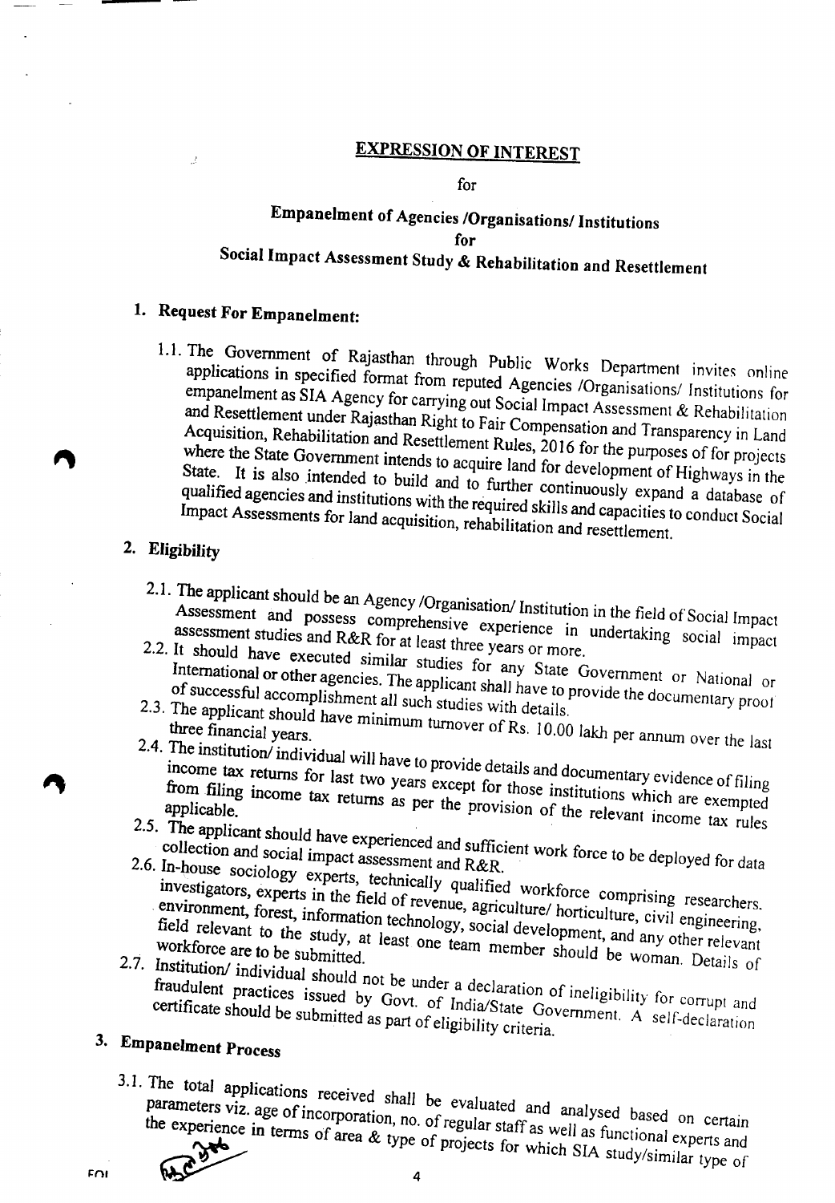## EXPRESSION OF INTEREST

for

### Empanelment of Agencies /Organisations/ Institutions

for

### Social Impact Assessment Study & Rehabilitation and Resettlement

### 1. Request For Empanelment:

1.1. The Government of Rajasthan through Public Works Department invites online applications in specified format from reputed Agencies /Organisations/ Institutions for empanelment as SIA Agency for carrying out Social Impact Assessment & Rehabilitation and Resettlement under Rajasthan Right to Fair Compensation and Transparency in Land Acquisition, Rehabilitation and Resettlement Rules, 2016 for the purposes of for projects where the State Government intends to acquire land for development of Highways in the State. It is also intended to build and to further continuously expand a database of qualified agencies and institutions with the required skills and capacities to conduct Social Impact Assessments for land acquisition, rehabilitation and resettlement.

### 2. Eligibility

2.1. The applicant should be an Agency /Organisation/ Institution in the field of Social Impact Assessment and possess comprehensive experience in undertaking social impact assessment studies and R&R for at least three years or more.

2.2. It should have executed similar studies for any State Government or National or International or other agencies. The applicant shall have to provide the documentary proof of successful accomplishment all such studies with details.

2.3. The applicant should have minimum turnover of Rs. 10.00 lakh per annum over the last three financial years.

2.4. The institution/ individual will have to provide details and documentary evidence of filing income tax returns for last two years except for those institutions which are exempted from filing income tax returns as per the provision of the relevant income tax rules applicable.

2.5. The applicant should have experienced and sufficient work force to be deployed for data collection and social impact assessment and R&R.

2.6. In-house sociology experts, technically qualified workforce comprising researchers. investigators, experts in the field of revenue, agriculture/ horticulture, civil engineering, environment, forest, information technology, social development, and any other relevant field relevant to the study, at least one team member should be woman. Details of workforce are to be submitted.

2.7. Institution/ individual should not be under a declaration of ineligibility for corrupt and fraudulent practices issued by Govt. of India/State Government. A self-declaration certificate should be submitted as part of eligibility criteria.

### 3. Empanelment Process

3.1. The total applications received shall be evaluated and analysed based on certain parameters viz. age of incorporation, no. of regular staff as well as functional experts and the experience in terms of area & type of projects for which SIA study/similar type of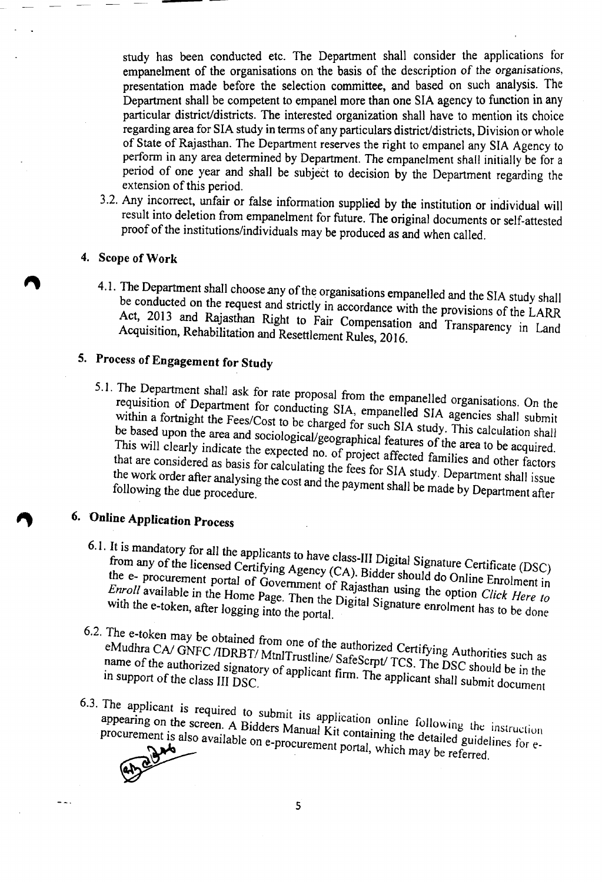study has been conducted etc. The Department shall consider the applications for empanelment of the organisations on the basis of the description of the organisations, presentation made before the selection committee, and based on such analysis. The Department shall be competent to empanel more than one SIA agency to function in any particular district/districts. The interested organization shall have to mention its choice regarding area for SIA study in terms of any particulars district/districts, Division or whole of State of Rajasthan. The Department reserves the right to empanel any SIA Agency to perform in any area determined by Department. The empanelment shall initially be for a period of one year and shall be subject to decision by the Department regarding the extension of this period.

3.2. Any incorrect, unfair or false information supplied by the institution or individual will result into deletion from empanelment for future. The original documents or self-attested proof of the institutions/individuals may be produced as and when called.

## 4. Scope of Work

4.1. The Department shall choose any of the organisations empanelled and the SIA study shall be conducted on the request and strictly in accordance with the provisions of the LARR Act, 2013 and Rajasthan Right to Fair Compensation and Transparency in Land Acquisition, Rehabilitation and Resettlement Rules, 2016.

## 5. Process of Engagement for Study

5.1. The Department shall ask for rate proposal from the empanelled organisations. On the requisition of Department for conducting SIA, empanelled SIA agencies shall submit within a fortnight the Fees/Cost to be charged for such SIA study. This calculation shall be based upon the area and sociological/geographical features of the area to be acquired. This will clearly indicate the expected no. of project affected families and other factors that are considered as basis for calculating the fees for SIA study. Department shall issue the work order after analysing the cost and the payment shall be made by Department after following the due procedure.

## 6. Online Application Process

6.1. It is mandatory for all the applicants to have class-III Digital Signature Certificate (DSC) from any of the licensed Certifying Agency (CA). Bidder should do Online Enrolment in the e- procurement portal of Government of Rajasthan using the option *Click Here to Enroll* available in the Home Page. Then the Digital Signature enrolment has to be done with the e-token, after logging into the portal.

6.2. The e-token may be obtained from one of the authorized Certifying Authorities such as eMudhra CA/ GNFC /IDRBT/ MtnlTrustline/ SafeScrpt/ TCS. The DSC should be in the name of the authorized signatory of applicant firm. The applicant shall submit document in support of the class III DSC.

6.3. The applicant is required to submit its application online following the instruction appearing on the screen. A Bidders Manual Kit containing the detailed guidelines for e-procurement is also available on e-procurement portal, which may be referred.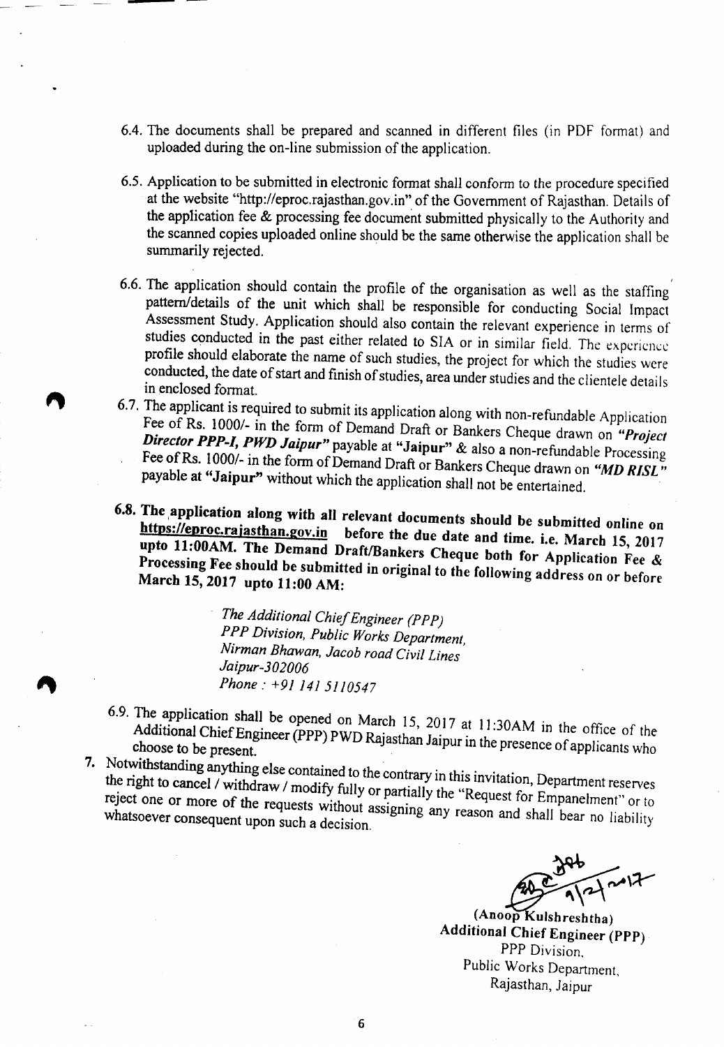6.4. The documents shall be prepared and scanned in different files (in PDF format) and uploaded during the on-line submission of the application.

6.5. Application to be submitted in electronic format shall conform to the procedure specified at the website "http://eproc.rajasthan.gov.in" of the Government of Rajasthan. Details of the application fee & processing fee document submitted physically to the Authority and the scanned copies uploaded online should be the same otherwise the application shall be summarily rejected.

6.6. The application should contain the profile of the organisation as well as the staffing pattern/details of the unit which shall be responsible for conducting Social Impact Assessment Study. Application should also contain the relevant experience in terms of studies conducted in the past either related to SIA or in similar field. The experience profile should elaborate the name of such studies, the project for which the studies were conducted, the date of start and finish of studies, area under studies and the clientele details in enclosed format.

6.7. The applicant is required to submit its application along with non-refundable Application Fee of Rs. 1000/- in the form of Demand Draft or Bankers Cheque drawn on ***"Project Director PPP-I, PWD Jaipur"*** payable at **"Jaipur"** & also a non-refundable Processing Fee of Rs. 1000/- in the form of Demand Draft or Bankers Cheque drawn on ***"MD RISL"*** payable at **"Jaipur"** without which the application shall not be entertained.

**6.8. The application along with all relevant documents should be submitted online on https://eproc.rajasthan.gov.in before the due date and time. i.e. March 15, 2017 upto 11:00AM. The Demand Draft/Bankers Cheque both for Application Fee & Processing Fee should be submitted in original to the following address on or before March 15, 2017 upto 11:00 AM:**

> *The Additional Chief Engineer (PPP)*
> *PPP Division, Public Works Department,*
> *Nirman Bhawan, Jacob road Civil Lines*
> *Jaipur-302006*
> *Phone : +91 141 5110547*

6.9. The application shall be opened on March 15, 2017 at 11:30AM in the office of the Additional Chief Engineer (PPP) PWD Rajasthan Jaipur in the presence of applicants who choose to be present.

7. Notwithstanding anything else contained to the contrary in this invitation, Department reserves the right to cancel / withdraw / modify fully or partially the "Request for Empanelment" or to reject one or more of the requests without assigning any reason and shall bear no liability whatsoever consequent upon such a decision.

**(Anoop Kulshreshtha)**
**Additional Chief Engineer (PPP)**
PPP Division,
Public Works Department,
Rajasthan, Jaipur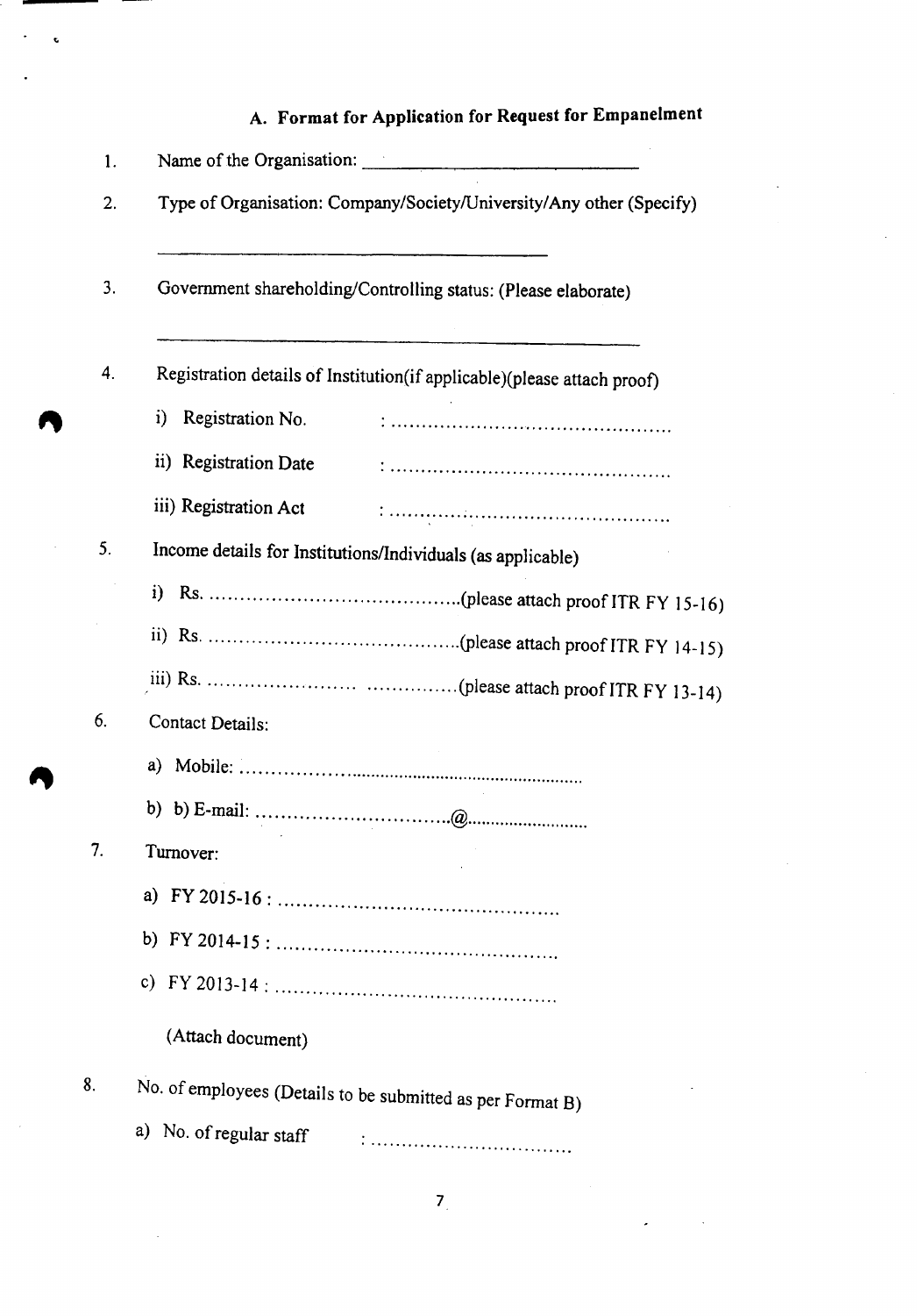## A. Format for Application for Request for Empanelment

1. Name of the Organisation: ______________________________

2. Type of Organisation: Company/Society/University/Any other (Specify)

   ______________________________________________

3. Government shareholding/Controlling status: (Please elaborate)

   ______________________________________________

4. Registration details of Institution(if applicable)(please attach proof)

   i) Registration No. : ............................................

   ii) Registration Date : ............................................

   iii) Registration Act : ............................................

5. Income details for Institutions/Individuals (as applicable)

   i) Rs. ........................................(please attach proof ITR FY 15-16)

   ii) Rs. ........................................(please attach proof ITR FY 14-15)

   iii) Rs. ...................... ..............(please attach proof ITR FY 13-14)

6. Contact Details:

   a) Mobile: ..................................................................

   b) b) E-mail: ...............................@..........................

7. Turnover:

   a) FY 2015-16 : ............................................

   b) FY 2014-15 : ............................................

   c) FY 2013-14 : ............................................

   (Attach document)

8. No. of employees (Details to be submitted as per Format B)

   a) No. of regular staff : ................................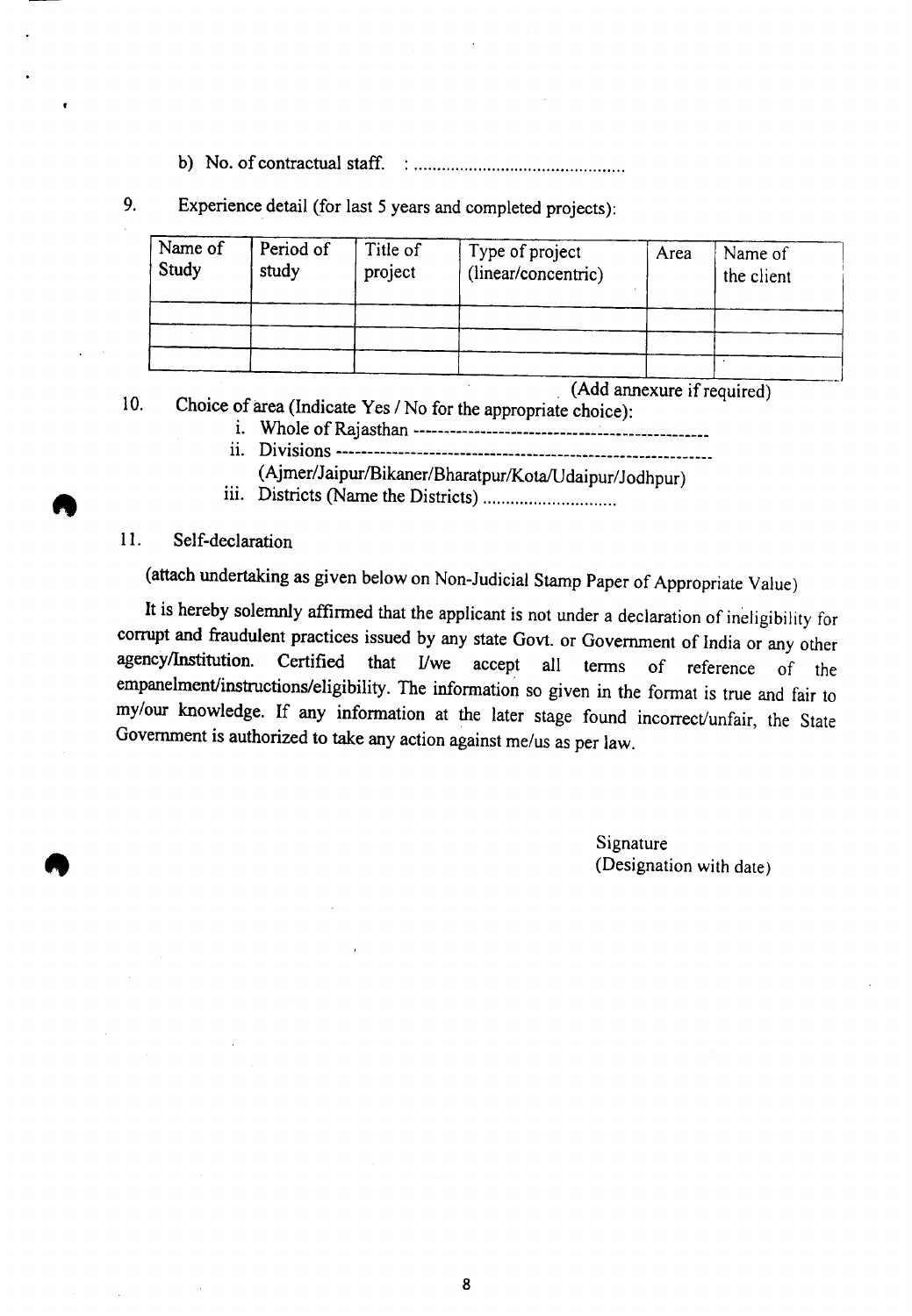b) No. of contractual staff. : .............................................

9. Experience detail (for last 5 years and completed projects):

| Name of Study | Period of study | Title of project | Type of project (linear/concentric) | Area | Name of the client |
|---|---|---|---|---|---|
| | | | | | |
| | | | | | |
| | | | | | |

(Add annexure if required)

10. Choice of area (Indicate Yes / No for the appropriate choice):
    i. Whole of Rajasthan -----------------------------------------------
    ii. Divisions -----------------------------------------------------------
    (Ajmer/Jaipur/Bikaner/Bharatpur/Kota/Udaipur/Jodhpur)
    iii. Districts (Name the Districts) .............................

11. Self-declaration

(attach undertaking as given below on Non-Judicial Stamp Paper of Appropriate Value)

It is hereby solemnly affirmed that the applicant is not under a declaration of ineligibility for corrupt and fraudulent practices issued by any state Govt. or Government of India or any other agency/Institution. Certified that I/we accept all terms of reference of the empanelment/instructions/eligibility. The information so given in the format is true and fair to my/our knowledge. If any information at the later stage found incorrect/unfair, the State Government is authorized to take any action against me/us as per law.

Signature
(Designation with date)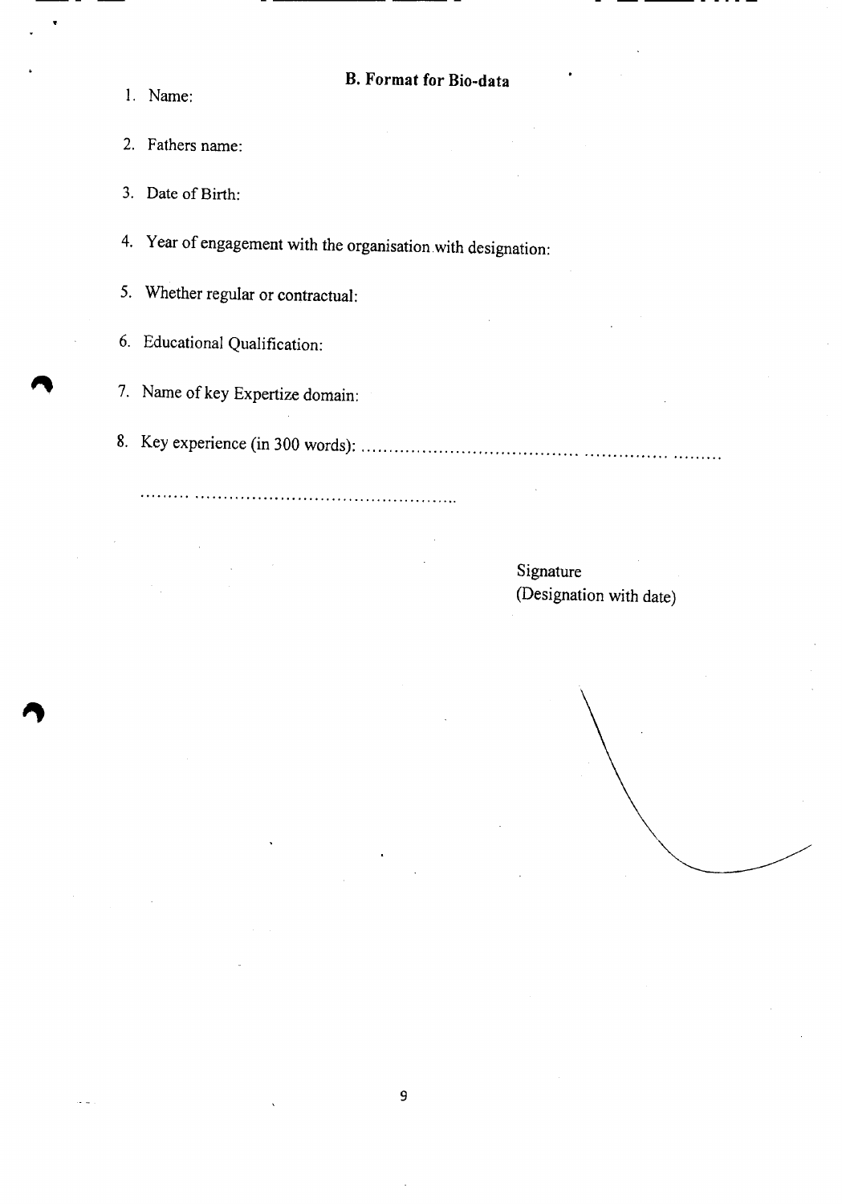## B. Format for Bio-data

1. Name:
2. Fathers name:
3. Date of Birth:
4. Year of engagement with the organisation with designation:
5. Whether regular or contractual:
6. Educational Qualification:
7. Name of key Expertize domain:
8. Key experience (in 300 words): ....................................... ............... .........

   ......... ...............................................

Signature
(Designation with date)